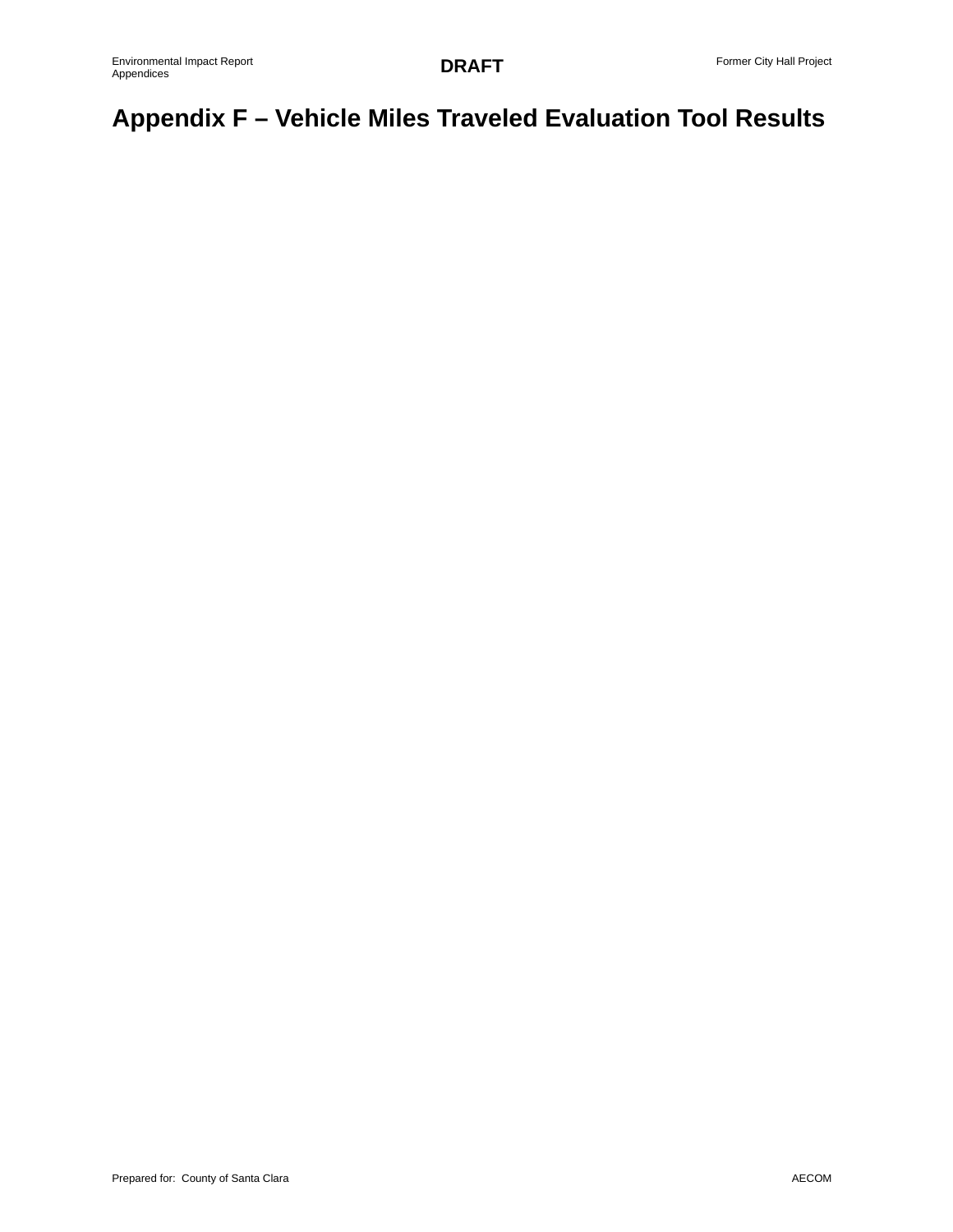# Appendix F – Vehicle Miles Traveled Evaluation Tool Results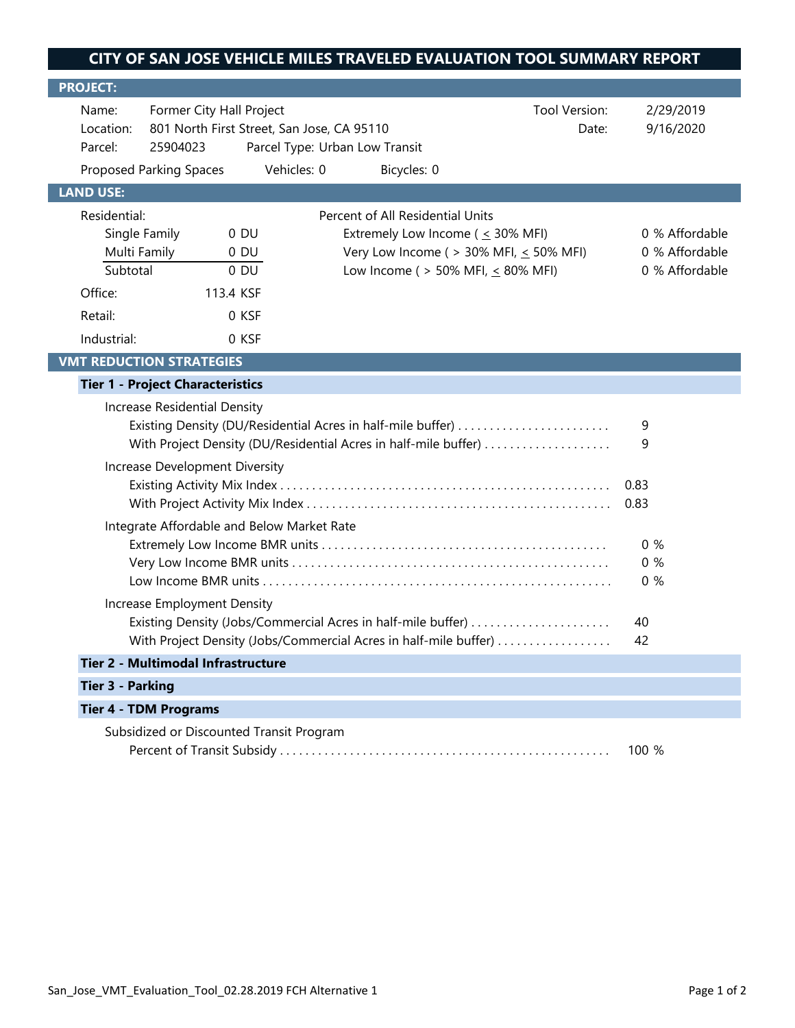# CITY OF SAN JOSE VEHICLE MILES TRAVELED EVALUATION TOOL SUMMARY REPORT

## PROJECT:

| | | | |
|---|---|---|---|
| Name: | Former City Hall Project | Tool Version: | 2/29/2019 |
| Location: | 801 North First Street, San Jose, CA 95110 | Date: | 9/16/2020 |
| Parcel: | 25904023 &nbsp;&nbsp; Parcel Type: Urban Low Transit | | |

Proposed Parking Spaces &nbsp;&nbsp; Vehicles: 0 &nbsp;&nbsp; Bicycles: 0

## LAND USE:

| Residential: | | Percent of All Residential Units | |
|---|---|---|---|
| Single Family | 0 DU | Extremely Low Income ( ≤ 30% MFI) | 0 % Affordable |
| Multi Family | 0 DU | Very Low Income ( > 30% MFI, ≤ 50% MFI) | 0 % Affordable |
| Subtotal | 0 DU | Low Income ( > 50% MFI, ≤ 80% MFI) | 0 % Affordable |
| Office: | 113.4 KSF | | |
| Retail: | 0 KSF | | |
| Industrial: | 0 KSF | | |

## VMT REDUCTION STRATEGIES

### Tier 1 - Project Characteristics

**Increase Residential Density**

- Existing Density (DU/Residential Acres in half-mile buffer) ........ 9
- With Project Density (DU/Residential Acres in half-mile buffer) ........ 9

**Increase Development Diversity**

- Existing Activity Mix Index ........ 0.83
- With Project Activity Mix Index ........ 0.83

**Integrate Affordable and Below Market Rate**

- Extremely Low Income BMR units ........ 0 %
- Very Low Income BMR units ........ 0 %
- Low Income BMR units ........ 0 %

**Increase Employment Density**

- Existing Density (Jobs/Commercial Acres in half-mile buffer) ........ 40
- With Project Density (Jobs/Commercial Acres in half-mile buffer) ........ 42

### Tier 2 - Multimodal Infrastructure

### Tier 3 - Parking

### Tier 4 - TDM Programs

**Subsidized or Discounted Transit Program**

- Percent of Transit Subsidy ........ 100 %

San_Jose_VMT_Evaluation_Tool_02.28.2019 FCH Alternative 1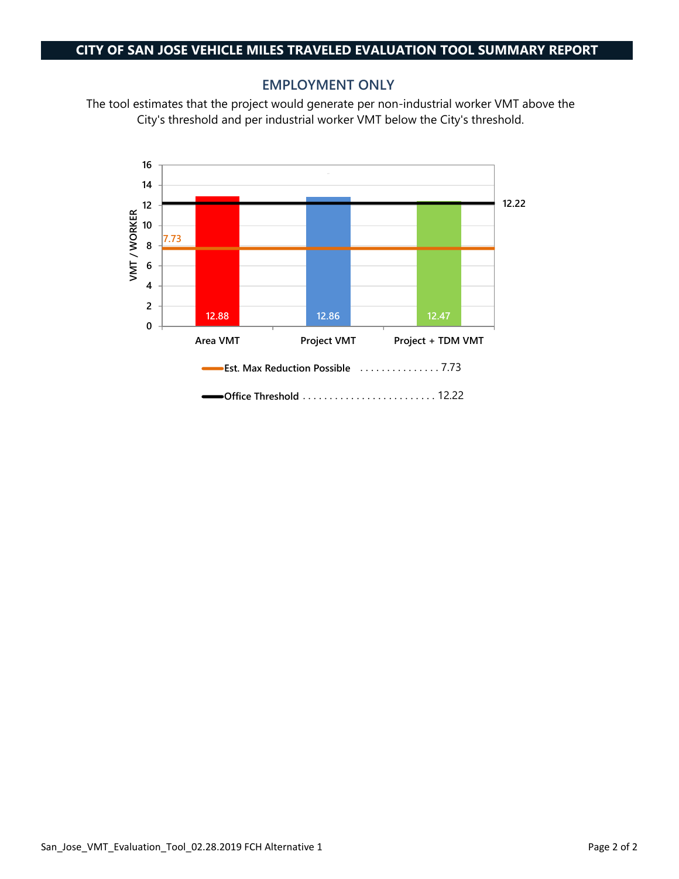# CITY OF SAN JOSE VEHICLE MILES TRAVELED EVALUATION TOOL SUMMARY REPORT

## EMPLOYMENT ONLY

The tool estimates that the project would generate per non-industrial worker VMT above the City's threshold and per industrial worker VMT below the City's threshold.

| | VMT / WORKER |
|---|---|
| Area VMT | 12.88 |
| Project VMT | 12.86 |
| Project + TDM VMT | 12.47 |

Est. Max Reduction Possible . . . . . . . . . . . . . . . 7.73

Office Threshold . . . . . . . . . . . . . . . . . . . . . . . . . 12.22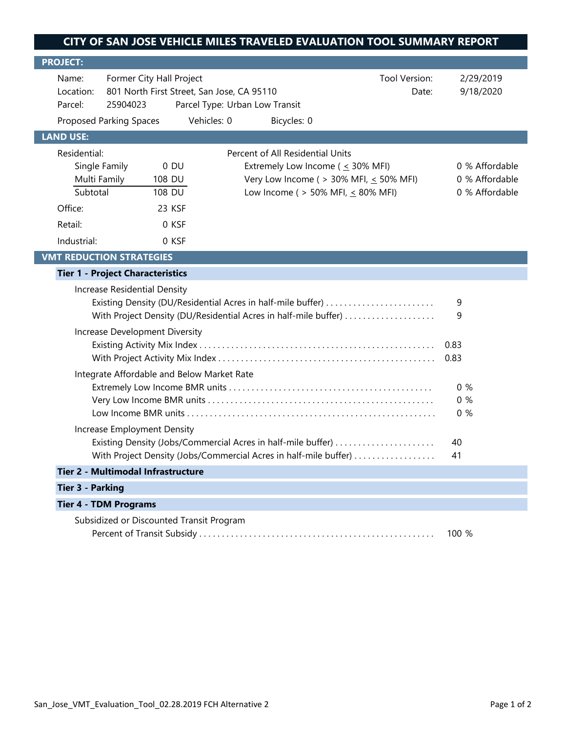# CITY OF SAN JOSE VEHICLE MILES TRAVELED EVALUATION TOOL SUMMARY REPORT

## PROJECT:

| | | | |
|---|---|---|---|
| Name: | Former City Hall Project | Tool Version: | 2/29/2019 |
| Location: | 801 North First Street, San Jose, CA 95110 | Date: | 9/18/2020 |
| Parcel: | 25904023 Parcel Type: Urban Low Transit | | |

Proposed Parking Spaces Vehicles: 0 Bicycles: 0

## LAND USE:

| Residential: | | Percent of All Residential Units | |
|---|---|---|---|
| Single Family | 0 DU | Extremely Low Income ( ≤ 30% MFI) | 0 % Affordable |
| Multi Family | 108 DU | Very Low Income ( > 30% MFI, ≤ 50% MFI) | 0 % Affordable |
| Subtotal | 108 DU | Low Income ( > 50% MFI, ≤ 80% MFI) | 0 % Affordable |
| Office: | 23 KSF | | |
| Retail: | 0 KSF | | |
| Industrial: | 0 KSF | | |

## VMT REDUCTION STRATEGIES

### Tier 1 - Project Characteristics

Increase Residential Density

| | |
|---|---|
| Existing Density (DU/Residential Acres in half-mile buffter) | 9 |
| With Project Density (DU/Residential Acres in half-mile buffer) | 9 |

Increase Development Diversity

| | |
|---|---|
| Existing Activity Mix Index | 0.83 |
| With Project Activity Mix Index | 0.83 |

Integrate Affordable and Below Market Rate

| | |
|---|---|
| Extremely Low Income BMR units | 0 % |
| Very Low Income BMR units | 0 % |
| Low Income BMR units | 0 % |

Increase Employment Density

| | |
|---|---|
| Existing Density (Jobs/Commercial Acres in half-mile buffer) | 40 |
| With Project Density (Jobs/Commercial Acres in half-mile buffer) | 41 |

### Tier 2 - Multimodal Infrastructure

### Tier 3 - Parking

### Tier 4 - TDM Programs

Subsidized or Discounted Transit Program

| | |
|---|---|
| Percent of Transit Subsidy | 100 % |

San_Jose_VMT_Evaluation_Tool_02.28.2019 FCH Alternative 2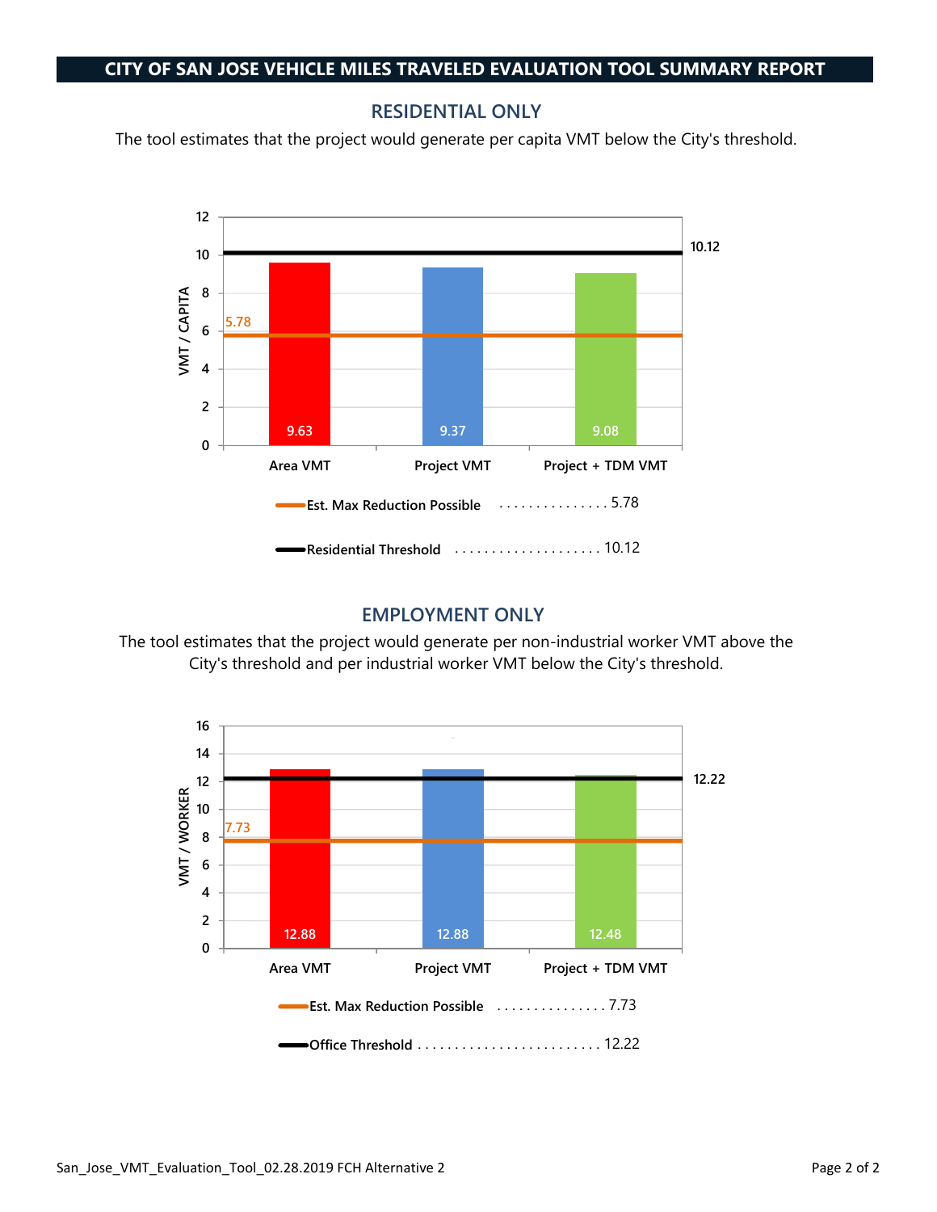## CITY OF SAN JOSE VEHICLE MILES TRAVELED EVALUATION TOOL SUMMARY REPORT

### RESIDENTIAL ONLY

The tool estimates that the project would generate per capita VMT below the City's threshold.

| | Area VMT | Project VMT | Project + TDM VMT |
|---|---|---|---|
| VMT / CAPITA | 9.63 | 9.37 | 9.08 |

Est. Max Reduction Possible ................ 5.78

Residential Threshold ..................... 10.12

### EMPLOYMENT ONLY

The tool estimates that the project would generate per non-industrial worker VMT above the City's threshold and per industrial worker VMT below the City's threshold.

| | Area VMT | Project VMT | Project + TDM VMT |
|---|---|---|---|
| VMT / WORKER | 12.88 | 12.88 | 12.48 |

Est. Max Reduction Possible ............... 7.73

Office Threshold ......................... 12.22

San_Jose_VMT_Evaluation_Tool_02.28.2019 FCH Alternative 2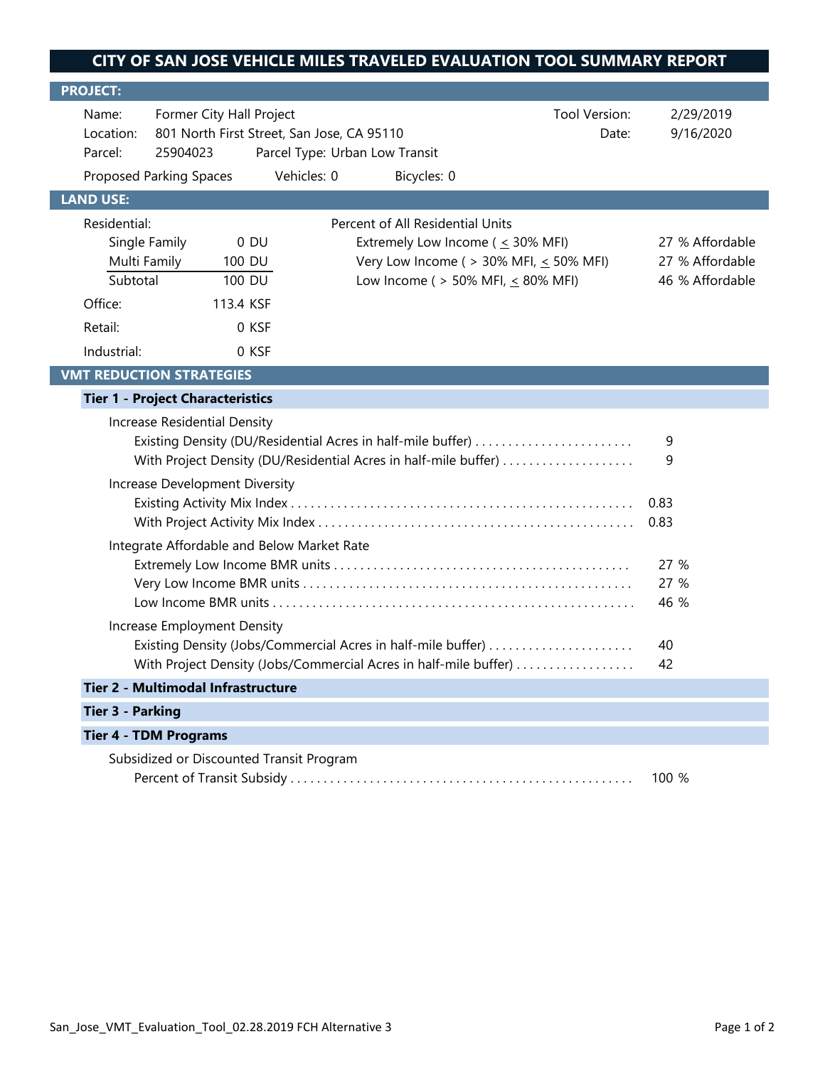# CITY OF SAN JOSE VEHICLE MILES TRAVELED EVALUATION TOOL SUMMARY REPORT

## PROJECT:

| | | | |
|---|---|---|---|
| Name: | Former City Hall Project | Tool Version: | 2/29/2019 |
| Location: | 801 North First Street, San Jose, CA 95110 | Date: | 9/16/2020 |
| Parcel: | 25904023 Parcel Type: Urban Low Transit | | |

Proposed Parking Spaces Vehicles: 0 Bicycles: 0

## LAND USE:

| Residential: | | Percent of All Residential Units | |
|---|---|---|---|
| Single Family | 0 DU | Extremely Low Income ( ≤ 30% MFI) | 27 % Affordable |
| Multi Family | 100 DU | Very Low Income ( > 30% MFI, ≤ 50% MFI) | 27 % Affordable |
| Subtotal | 100 DU | Low Income ( > 50% MFI, ≤ 80% MFI) | 46 % Affordable |
| Office: | 113.4 KSF | | |
| Retail: | 0 KSF | | |
| Industrial: | 0 KSF | | |

## VMT REDUCTION STRATEGIES

### Tier 1 - Project Characteristics

Increase Residential Density

- Existing Density (DU/Residential Acres in half-mile buffer) ........ 9
- With Project Density (DU/Residential Acres in half-mile buffer) ........ 9

Increase Development Diversity

- Existing Activity Mix Index ........ 0.83
- With Project Activity Mix Index ........ 0.83

Integrate Affordable and Below Market Rate

- Extremely Low Income BMR units ........ 27 %
- Very Low Income BMR units ........ 27 %
- Low Income BMR units ........ 46 %

Increase Employment Density

- Existing Density (Jobs/Commercial Acres in half-mile buffer) ........ 40
- With Project Density (Jobs/Commercial Acres in half-mile buffer) ........ 42

### Tier 2 - Multimodal Infrastructure

### Tier 3 - Parking

### Tier 4 - TDM Programs

Subsidized or Discounted Transit Program

- Percent of Transit Subsidy ........ 100 %

San_Jose_VMT_Evaluation_Tool_02.28.2019 FCH Alternative 3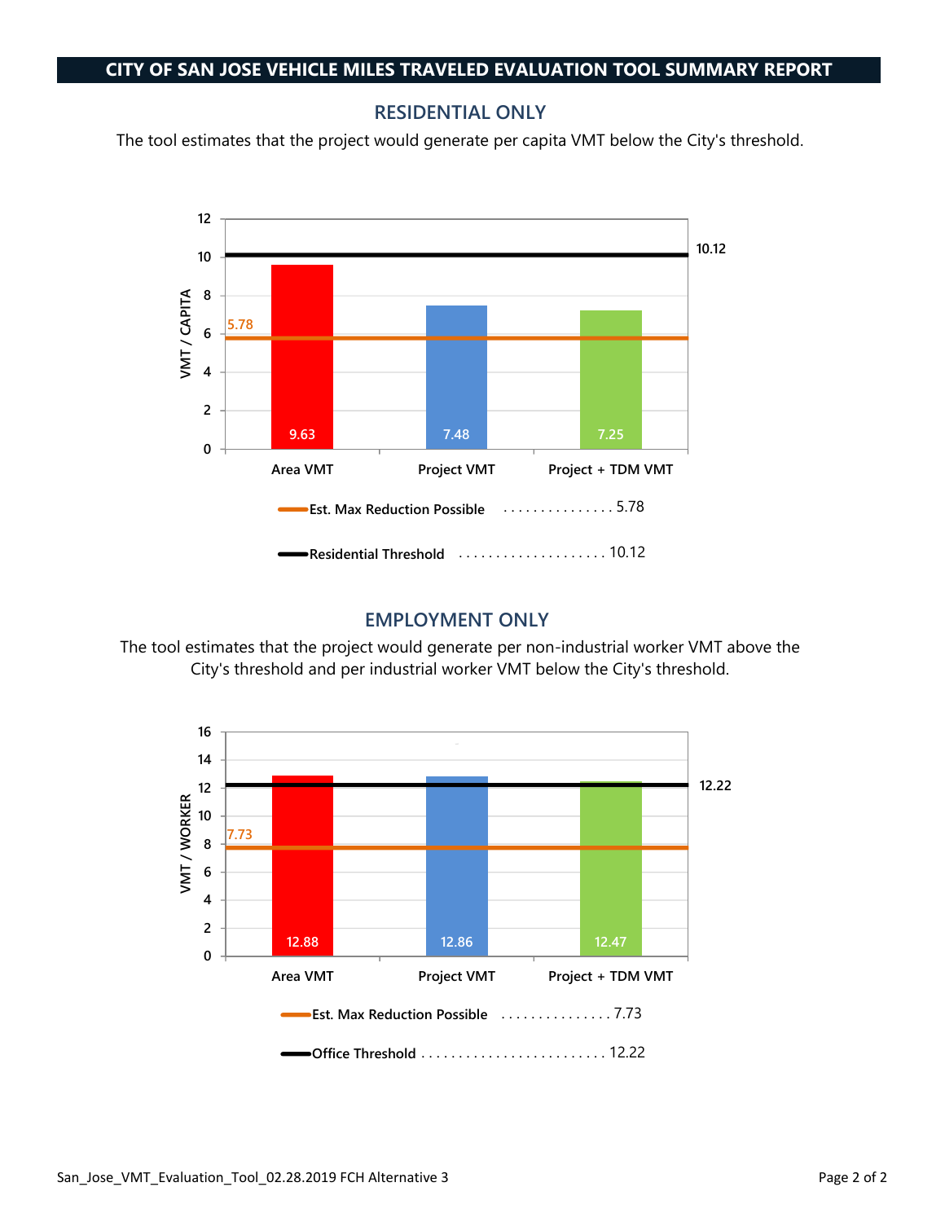## CITY OF SAN JOSE VEHICLE MILES TRAVELED EVALUATION TOOL SUMMARY REPORT

### RESIDENTIAL ONLY

The tool estimates that the project would generate per capita VMT below the City's threshold.

VMT / CAPITA

12
10
8
6
4
2
0

10.12

5.78

9.63
7.48
7.25

Area VMT
Project VMT
Project + TDM VMT

Est. Max Reduction Possible . . . . . . . . . . . . . . . . 5.78

Residential Threshold . . . . . . . . . . . . . . . . . . . . 10.12

### EMPLOYMENT ONLY

The tool estimates that the project would generate per non-industrial worker VMT above the City's threshold and per industrial worker VMT below the City's threshold.

VMT / WORKER

16
14
12
10
8
6
4
2
0

12.22

7.73

12.88
12.86
12.47

Area VMT
Project VMT
Project + TDM VMT

Est. Max Reduction Possible . . . . . . . . . . . . . . . 7.73

Office Threshold . . . . . . . . . . . . . . . . . . . . . . . . . 12.22

San_Jose_VMT_Evaluation_Tool_02.28.2019 FCH Alternative 3